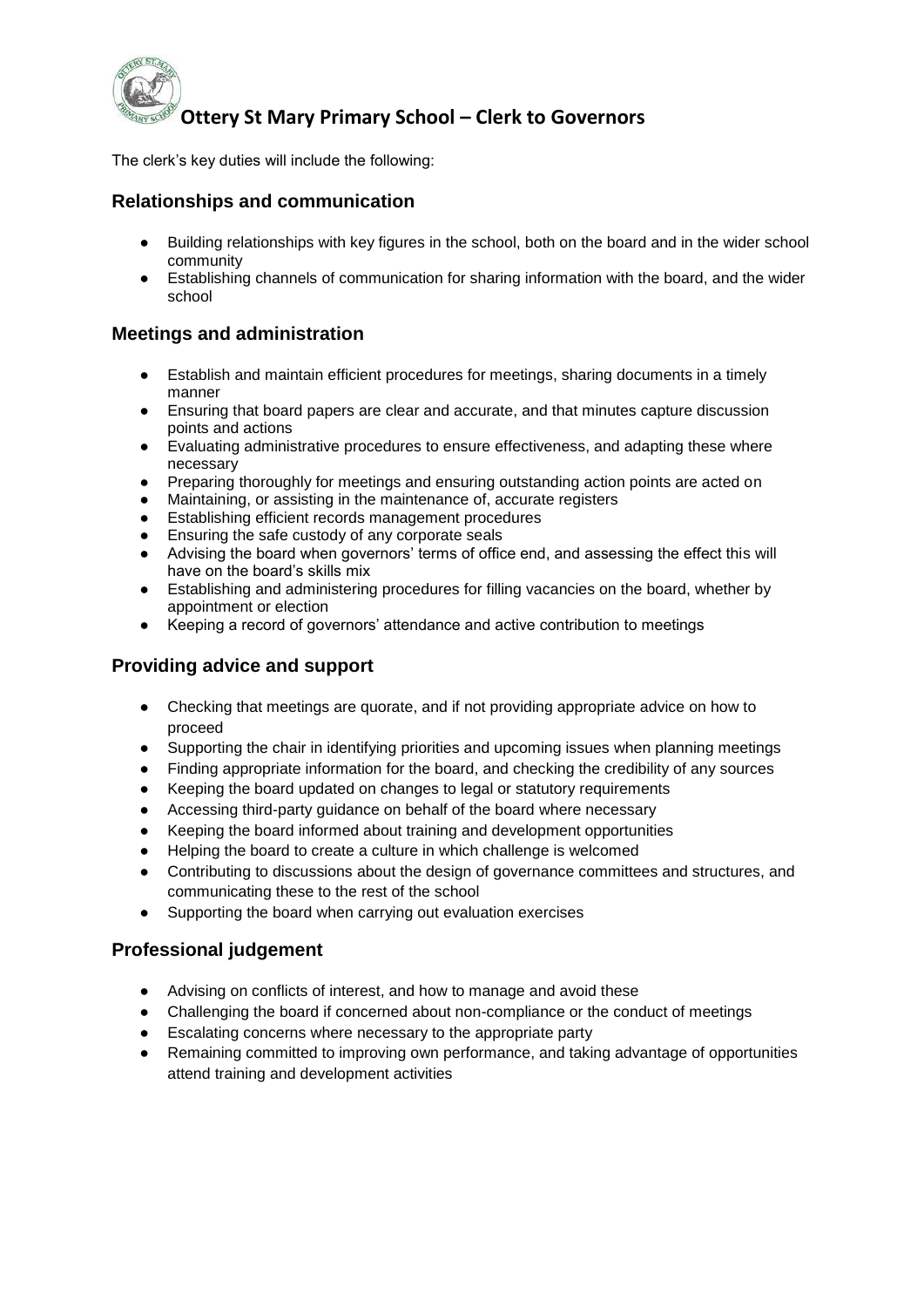# Ottery St Mary Primary School – Clerk to Governors

The clerk's key duties will include the following:

## Relationships and communication

- Building relationships with key figures in the school, both on the board and in the wider school community
- Establishing channels of communication for sharing information with the board, and the wider school

## Meetings and administration

- Establish and maintain efficient procedures for meetings, sharing documents in a timely manner
- Ensuring that board papers are clear and accurate, and that minutes capture discussion points and actions
- Evaluating administrative procedures to ensure effectiveness, and adapting these where necessary
- Preparing thoroughly for meetings and ensuring outstanding action points are acted on
- Maintaining, or assisting in the maintenance of, accurate registers
- Establishing efficient records management procedures
- Ensuring the safe custody of any corporate seals
- Advising the board when governors' terms of office end, and assessing the effect this will have on the board's skills mix
- Establishing and administering procedures for filling vacancies on the board, whether by appointment or election
- Keeping a record of governors' attendance and active contribution to meetings

## Providing advice and support

- Checking that meetings are quorate, and if not providing appropriate advice on how to proceed
- Supporting the chair in identifying priorities and upcoming issues when planning meetings
- Finding appropriate information for the board, and checking the credibility of any sources
- Keeping the board updated on changes to legal or statutory requirements
- Accessing third-party guidance on behalf of the board where necessary
- Keeping the board informed about training and development opportunities
- Helping the board to create a culture in which challenge is welcomed
- Contributing to discussions about the design of governance committees and structures, and communicating these to the rest of the school
- Supporting the board when carrying out evaluation exercises

## Professional judgement

- Advising on conflicts of interest, and how to manage and avoid these
- Challenging the board if concerned about non-compliance or the conduct of meetings
- Escalating concerns where necessary to the appropriate party
- Remaining committed to improving own performance, and taking advantage of opportunities attend training and development activities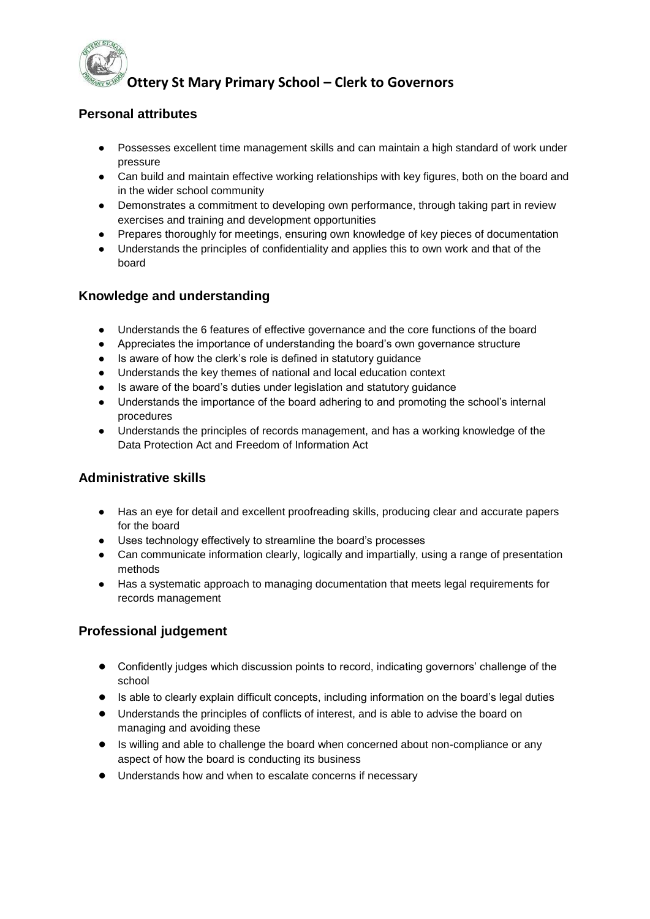# Ottery St Mary Primary School – Clerk to Governors

## Personal attributes

- Possesses excellent time management skills and can maintain a high standard of work under pressure
- Can build and maintain effective working relationships with key figures, both on the board and in the wider school community
- Demonstrates a commitment to developing own performance, through taking part in review exercises and training and development opportunities
- Prepares thoroughly for meetings, ensuring own knowledge of key pieces of documentation
- Understands the principles of confidentiality and applies this to own work and that of the board

## Knowledge and understanding

- Understands the 6 features of effective governance and the core functions of the board
- Appreciates the importance of understanding the board's own governance structure
- Is aware of how the clerk's role is defined in statutory guidance
- Understands the key themes of national and local education context
- Is aware of the board's duties under legislation and statutory guidance
- Understands the importance of the board adhering to and promoting the school's internal procedures
- Understands the principles of records management, and has a working knowledge of the Data Protection Act and Freedom of Information Act

## Administrative skills

- Has an eye for detail and excellent proofreading skills, producing clear and accurate papers for the board
- Uses technology effectively to streamline the board's processes
- Can communicate information clearly, logically and impartially, using a range of presentation methods
- Has a systematic approach to managing documentation that meets legal requirements for records management

## Professional judgement

- Confidently judges which discussion points to record, indicating governors' challenge of the school
- Is able to clearly explain difficult concepts, including information on the board's legal duties
- Understands the principles of conflicts of interest, and is able to advise the board on managing and avoiding these
- Is willing and able to challenge the board when concerned about non-compliance or any aspect of how the board is conducting its business
- Understands how and when to escalate concerns if necessary